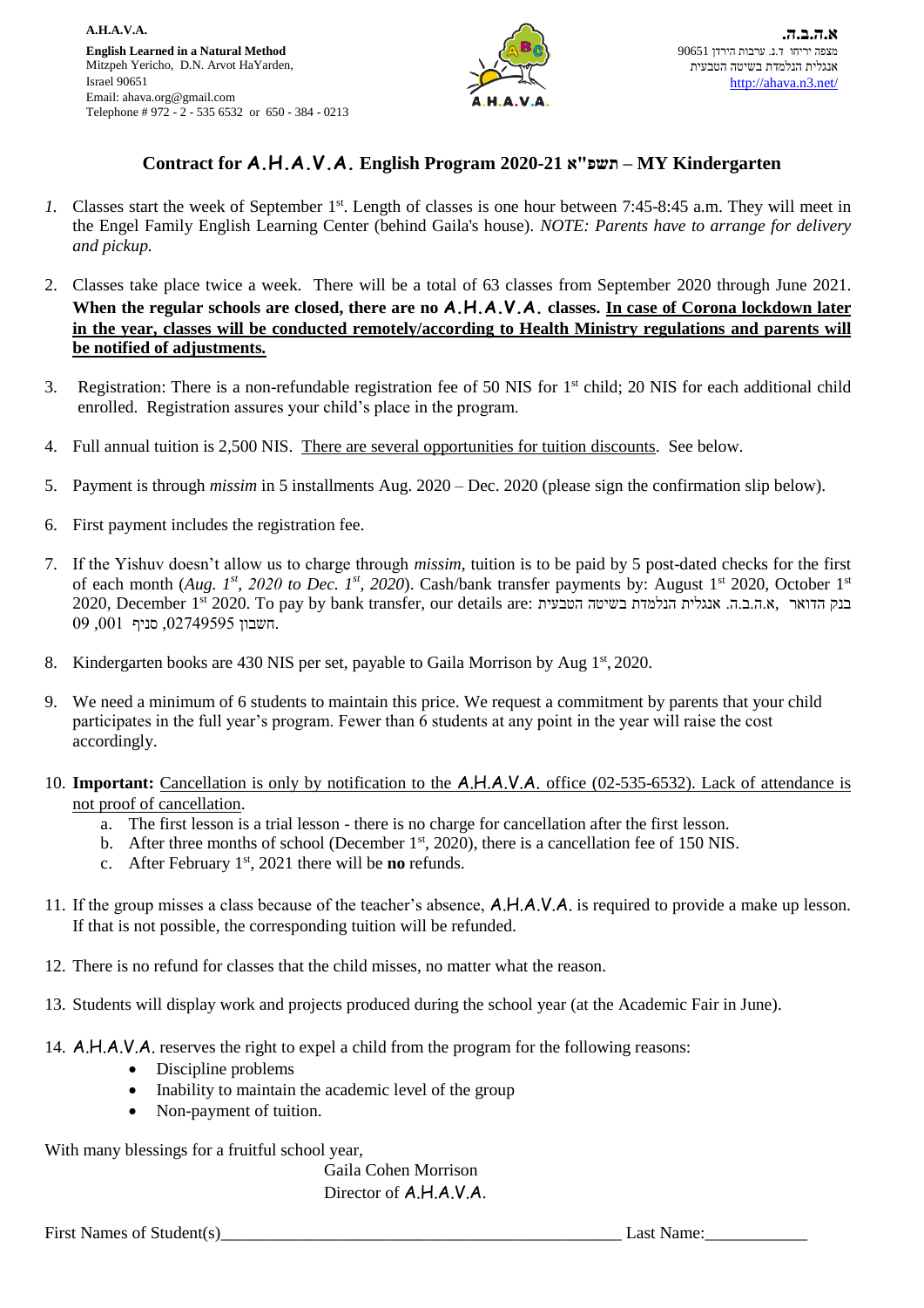**A.H.A.V.A.**

**English Learned in a Natural Method**
Mitzpeh Yericho, D.N. Arvot HaYarden,
Israel 90651
Email: ahava.org@gmail.com
Telephone # 972 - 2 - 535 6532 or 650 - 384 - 0213

**א.ה.ב.ה.**
מצפה יריחו ד.נ. ערבות הירדן 90651
אנגלית הנלמדת בשיטה הטבעית
http://ahava.n3.net/

## Contract for A.H.A.V.A. English Program 2020-21 תשפ"א – MY Kindergarten

1. Classes start the week of September 1st. Length of classes is one hour between 7:45-8:45 a.m. They will meet in the Engel Family English Learning Center (behind Gaila's house). *NOTE: Parents have to arrange for delivery and pickup.*

2. Classes take place twice a week. There will be a total of 63 classes from September 2020 through June 2021. **When the regular schools are closed, there are no A.H.A.V.A. classes. In case of Corona lockdown later in the year, classes will be conducted remotely/according to Health Ministry regulations and parents will be notified of adjustments.**

3. Registration: There is a non-refundable registration fee of 50 NIS for 1st child; 20 NIS for each additional child enrolled. Registration assures your child's place in the program.

4. Full annual tuition is 2,500 NIS. There are several opportunities for tuition discounts. See below.

5. Payment is through *missim* in 5 installments Aug. 2020 – Dec. 2020 (please sign the confirmation slip below).

6. First payment includes the registration fee.

7. If the Yishuv doesn't allow us to charge through *missim*, tuition is to be paid by 5 post-dated checks for the first of each month (*Aug. 1st, 2020 to Dec. 1st, 2020*). Cash/bank transfer payments by: August 1st 2020, October 1st 2020, December 1st 2020. To pay by bank transfer, our details are: בנק הדואר, א.ה.ב.ה. אנגלית הנלמדת בשיטה הטבעית חשבון 02749595, סניף 001, 09.

8. Kindergarten books are 430 NIS per set, payable to Gaila Morrison by Aug 1st, 2020.

9. We need a minimum of 6 students to maintain this price. We request a commitment by parents that your child participates in the full year's program. Fewer than 6 students at any point in the year will raise the cost accordingly.

10. **Important:** Cancellation is only by notification to the A.H.A.V.A. office (02-535-6532). Lack of attendance is not proof of cancellation.
    a. The first lesson is a trial lesson - there is no charge for cancellation after the first lesson.
    b. After three months of school (December 1st, 2020), there is a cancellation fee of 150 NIS.
    c. After February 1st, 2021 there will be **no** refunds.

11. If the group misses a class because of the teacher's absence, A.H.A.V.A. is required to provide a make up lesson. If that is not possible, the corresponding tuition will be refunded.

12. There is no refund for classes that the child misses, no matter what the reason.

13. Students will display work and projects produced during the school year (at the Academic Fair in June).

14. A.H.A.V.A. reserves the right to expel a child from the program for the following reasons:
    - Discipline problems
    - Inability to maintain the academic level of the group
    - Non-payment of tuition.

With many blessings for a fruitful school year,

Gaila Cohen Morrison
Director of A.H.A.V.A.

First Names of Student(s)_______________________________________________ Last Name:____________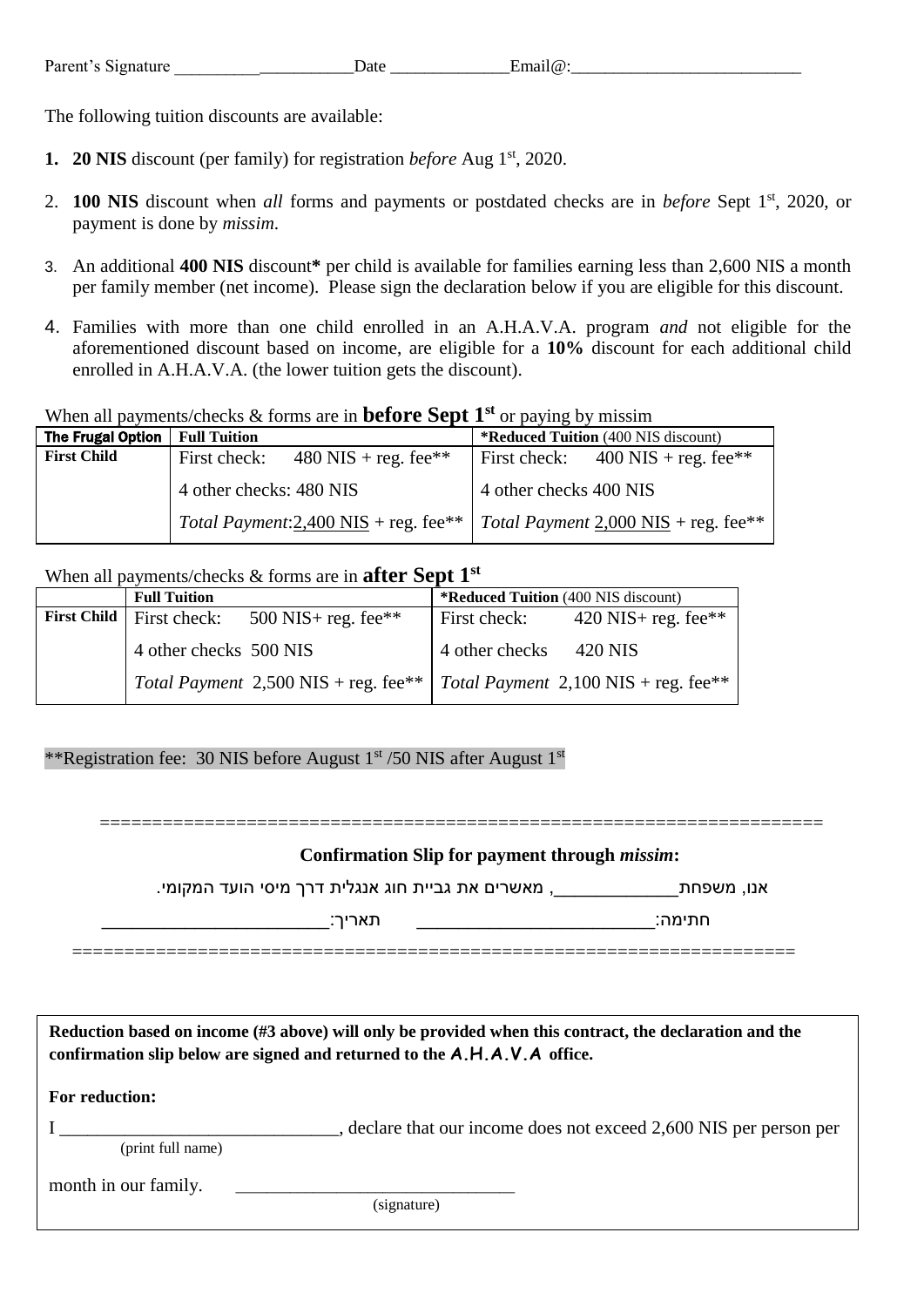Parent's Signature _____________________Date _____________Email@:__________________________

The following tuition discounts are available:

1. **20 NIS** discount (per family) for registration *before* Aug 1st, 2020.
2. **100 NIS** discount when *all* forms and payments or postdated checks are in *before* Sept 1st, 2020, or payment is done by *missim*.
3. An additional **400 NIS** discount**\*** per child is available for families earning less than 2,600 NIS a month per family member (net income). Please sign the declaration below if you are eligible for this discount.
4. Families with more than one child enrolled in an A.H.A.V.A. program *and* not eligible for the aforementioned discount based on income, are eligible for a **10%** discount for each additional child enrolled in A.H.A.V.A. (the lower tuition gets the discount).

When all payments/checks & forms are in **before Sept 1st** or paying by missim

| **The Frugal Option** | **Full Tuition** | ***Reduced Tuition** (400 NIS discount) |
|---|---|---|
| **First Child** | First check: 480 NIS + reg. fee**<br>4 other checks: 480 NIS<br>*Total Payment*:2,400 NIS + reg. fee** | First check: 400 NIS + reg. fee**<br>4 other checks 400 NIS<br>*Total Payment* 2,000 NIS + reg. fee** |

When all payments/checks & forms are in **after Sept 1st**

| | **Full Tuition** | ***Reduced Tuition** (400 NIS discount) |
|---|---|---|
| **First Child** | First check: 500 NIS+ reg. fee**<br>4 other checks 500 NIS<br>*Total Payment* 2,500 NIS + reg. fee** | First check: 420 NIS+ reg. fee**<br>4 other checks 420 NIS<br>*Total Payment* 2,100 NIS + reg. fee** |

**Registration fee: 30 NIS before August 1st /50 NIS after August 1st

==================================================================

**Confirmation Slip for payment through *missim*:**

אנו, משפחת_____________, מאשרים את גביית חוג אנגלית דרך מיסי הועד המקומי.

חתימה:________________________ תאריך:________________________

==================================================================

**Reduction based on income (#3 above) will only be provided when this contract, the declaration and the confirmation slip below are signed and returned to the A.H.A.V.A office.**

**For reduction:**

I ______________________________, declare that our income does not exceed 2,600 NIS per person per month in our family.
(print full name)

______________________________
(signature)